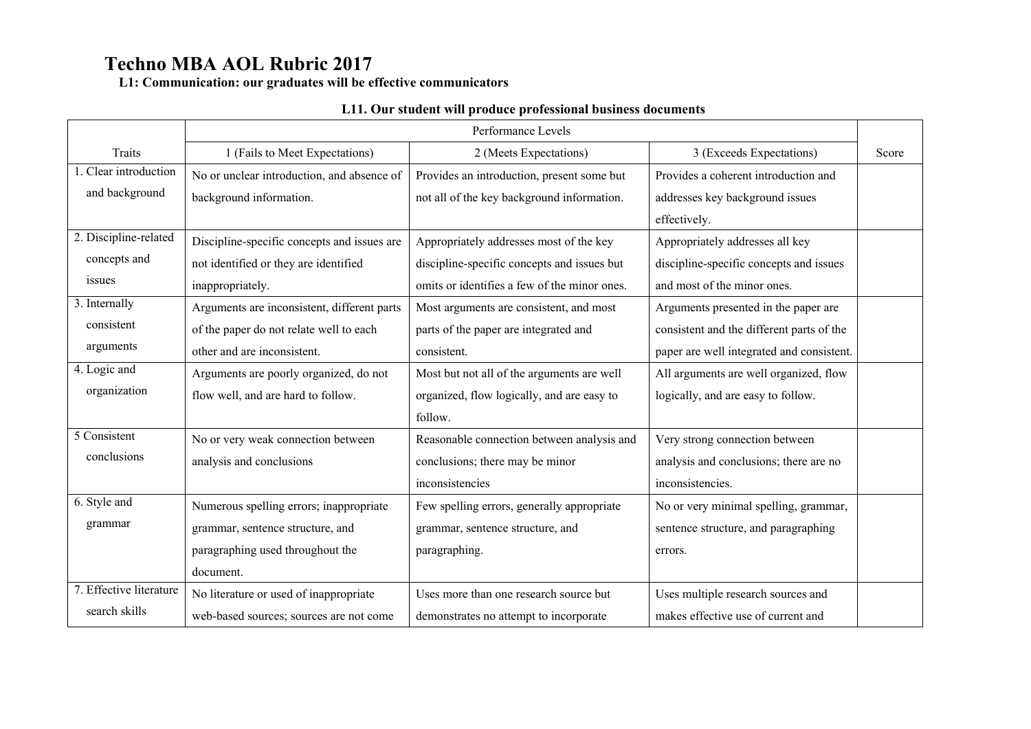# Techno MBA AOL Rubric 2017

**L1: Communication: our graduates will be effective communicators**

**L11. Our student will produce professional business documents**

| Traits | Performance Levels | | | Score |
|---|---|---|---|---|
| | 1 (Fails to Meet Expectations) | 2 (Meets Expectations) | 3 (Exceeds Expectations) | |
| 1. Clear introduction and background | No or unclear introduction, and absence of background information. | Provides an introduction, present some but not all of the key background information. | Provides a coherent introduction and addresses key background issues effectively. | |
| 2. Discipline-related concepts and issues | Discipline-specific concepts and issues are not identified or they are identified inappropriately. | Appropriately addresses most of the key discipline-specific concepts and issues but omits or identifies a few of the minor ones. | Appropriately addresses all key discipline-specific concepts and issues and most of the minor ones. | |
| 3. Internally consistent arguments | Arguments are inconsistent, different parts of the paper do not relate well to each other and are inconsistent. | Most arguments are consistent, and most parts of the paper are integrated and consistent. | Arguments presented in the paper are consistent and the different parts of the paper are well integrated and consistent. | |
| 4. Logic and organization | Arguments are poorly organized, do not flow well, and are hard to follow. | Most but not all of the arguments are well organized, flow logically, and are easy to follow. | All arguments are well organized, flow logically, and are easy to follow. | |
| 5 Consistent conclusions | No or very weak connection between analysis and conclusions | Reasonable connection between analysis and conclusions; there may be minor inconsistencies | Very strong connection between analysis and conclusions; there are no inconsistencies. | |
| 6. Style and grammar | Numerous spelling errors; inappropriate grammar, sentence structure, and paragraphing used throughout the document. | Few spelling errors, generally appropriate grammar, sentence structure, and paragraphing. | No or very minimal spelling, grammar, sentence structure, and paragraphing errors. | |
| 7. Effective literature search skills | No literature or used of inappropriate web-based sources; sources are not come | Uses more than one research source but demonstrates no attempt to incorporate | Uses multiple research sources and makes effective use of current and | |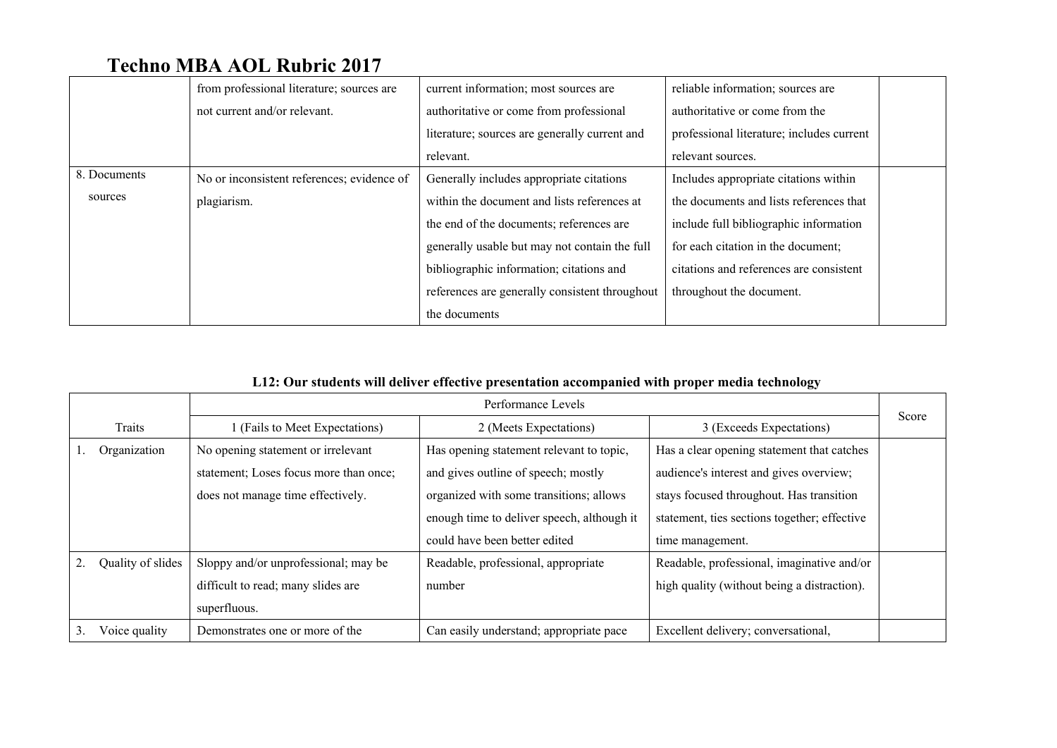# Techno MBA AOL Rubric 2017

| | | | | |
|---|---|---|---|---|
| | from professional literature; sources are not current and/or relevant. | current information; most sources are authoritative or come from professional literature; sources are generally current and relevant. | reliable information; sources are authoritative or come from the professional literature; includes current relevant sources. | |
| 8. Documents sources | No or inconsistent references; evidence of plagiarism. | Generally includes appropriate citations within the document and lists references at the end of the documents; references are generally usable but may not contain the full bibliographic information; citations and references are generally consistent throughout the documents | Includes appropriate citations within the documents and lists references that include full bibliographic information for each citation in the document; citations and references are consistent throughout the document. | |

**L12: Our students will deliver effective presentation accompanied with proper media technology**

| Traits | Performance Levels | | | Score |
|---|---|---|---|---|
| | 1 (Fails to Meet Expectations) | 2 (Meets Expectations) | 3 (Exceeds Expectations) | |
| 1. Organization | No opening statement or irrelevant statement; Loses focus more than once; does not manage time effectively. | Has opening statement relevant to topic, and gives outline of speech; mostly organized with some transitions; allows enough time to deliver speech, although it could have been better edited | Has a clear opening statement that catches audience's interest and gives overview; stays focused throughout. Has transition statement, ties sections together; effective time management. | |
| 2. Quality of slides | Sloppy and/or unprofessional; may be difficult to read; many slides are superfluous. | Readable, professional, appropriate number | Readable, professional, imaginative and/or high quality (without being a distraction). | |
| 3. Voice quality | Demonstrates one or more of the | Can easily understand; appropriate pace | Excellent delivery; conversational, | |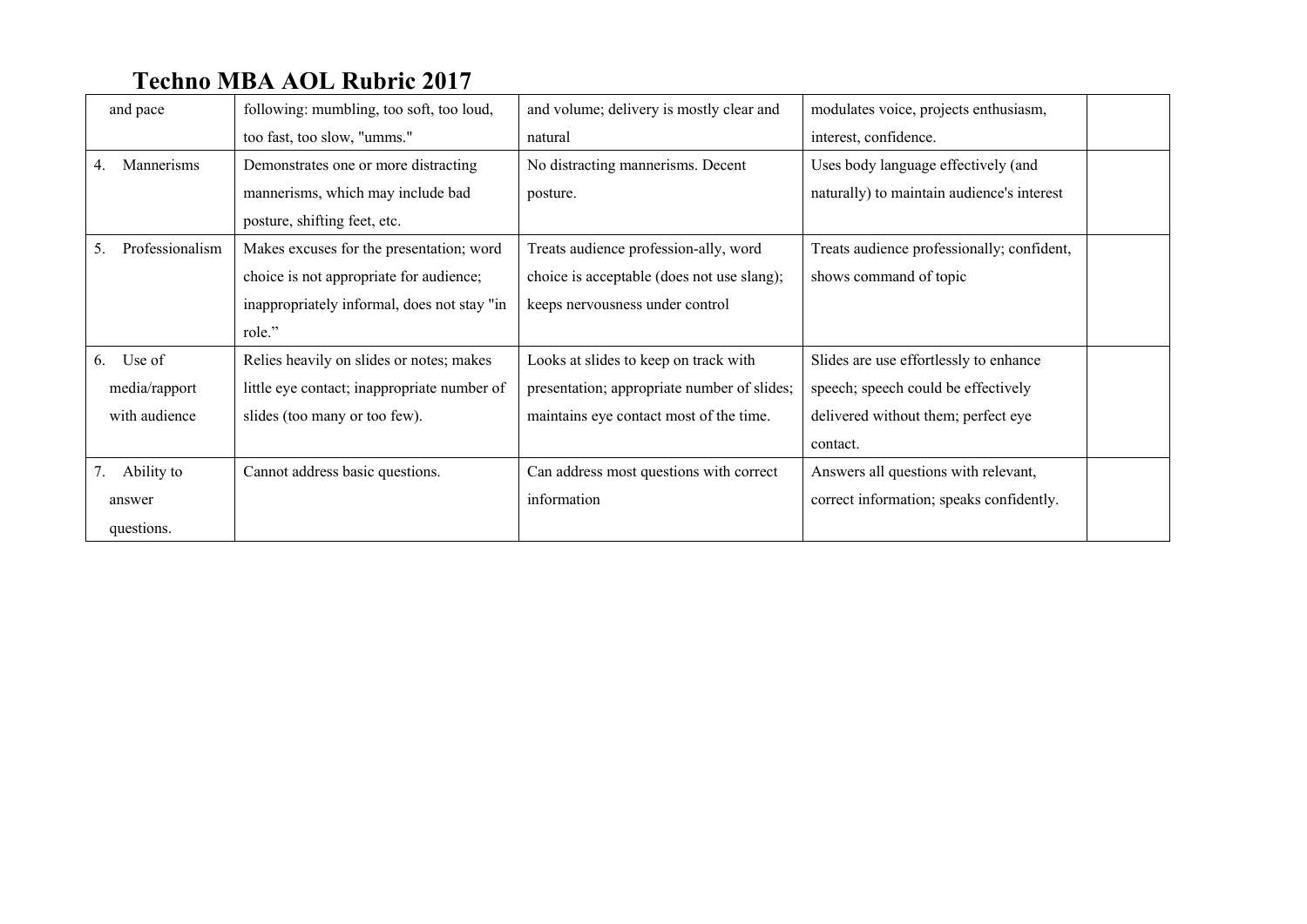# Techno MBA AOL Rubric 2017

| | | | | |
|---|---|---|---|---|
| and pace | following: mumbling, too soft, too loud, too fast, too slow, "umms." | and volume; delivery is mostly clear and natural | modulates voice, projects enthusiasm, interest, confidence. | |
| 4. Mannerisms | Demonstrates one or more distracting mannerisms, which may include bad posture, shifting feet, etc. | No distracting mannerisms. Decent posture. | Uses body language effectively (and naturally) to maintain audience's interest | |
| 5. Professionalism | Makes excuses for the presentation; word choice is not appropriate for audience; inappropriately informal, does not stay "in role.” | Treats audience profession-ally, word choice is acceptable (does not use slang); keeps nervousness under control | Treats audience professionally; confident, shows command of topic | |
| 6. Use of media/rapport with audience | Relies heavily on slides or notes; makes little eye contact; inappropriate number of slides (too many or too few). | Looks at slides to keep on track with presentation; appropriate number of slides; maintains eye contact most of the time. | Slides are use effortlessly to enhance speech; speech could be effectively delivered without them; perfect eye contact. | |
| 7. Ability to answer questions. | Cannot address basic questions. | Can address most questions with correct information | Answers all questions with relevant, correct information; speaks confidently. | |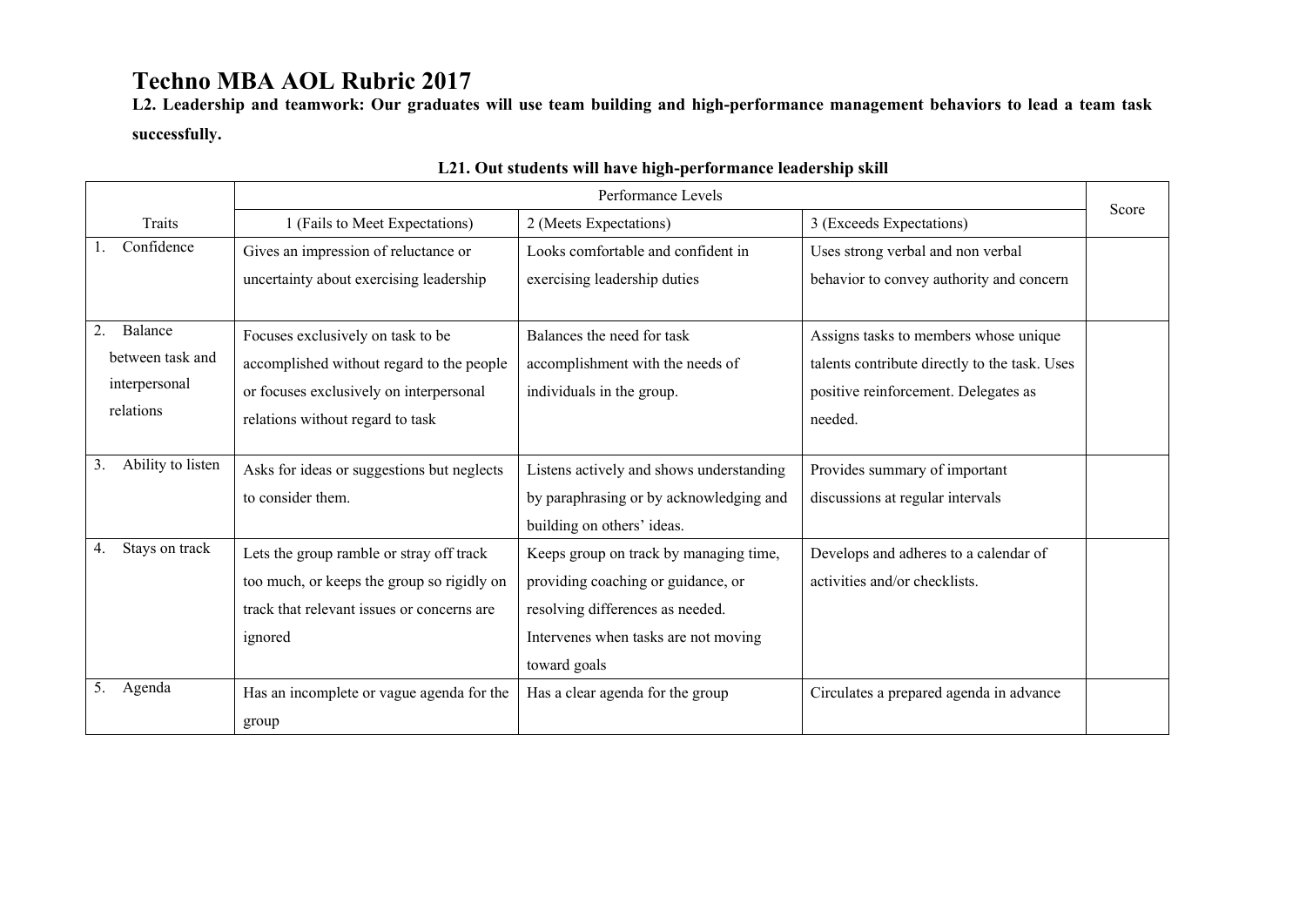# Techno MBA AOL Rubric 2017

**L2. Leadership and teamwork: Our graduates will use team building and high-performance management behaviors to lead a team task successfully.**

**L21. Out students will have high-performance leadership skill**

| Traits | Performance Levels | | | Score |
|---|---|---|---|---|
| | 1 (Fails to Meet Expectations) | 2 (Meets Expectations) | 3 (Exceeds Expectations) | |
| 1. Confidence | Gives an impression of reluctance or uncertainty about exercising leadership | Looks comfortable and confident in exercising leadership duties | Uses strong verbal and non verbal behavior to convey authority and concern | |
| 2. Balance between task and interpersonal relations | Focuses exclusively on task to be accomplished without regard to the people or focuses exclusively on interpersonal relations without regard to task | Balances the need for task accomplishment with the needs of individuals in the group. | Assigns tasks to members whose unique talents contribute directly to the task. Uses positive reinforcement. Delegates as needed. | |
| 3. Ability to listen | Asks for ideas or suggestions but neglects to consider them. | Listens actively and shows understanding by paraphrasing or by acknowledging and building on others' ideas. | Provides summary of important discussions at regular intervals | |
| 4. Stays on track | Lets the group ramble or stray off track too much, or keeps the group so rigidly on track that relevant issues or concerns are ignored | Keeps group on track by managing time, providing coaching or guidance, or resolving differences as needed. Intervenes when tasks are not moving toward goals | Develops and adheres to a calendar of activities and/or checklists. | |
| 5. Agenda | Has an incomplete or vague agenda for the group | Has a clear agenda for the group | Circulates a prepared agenda in advance | |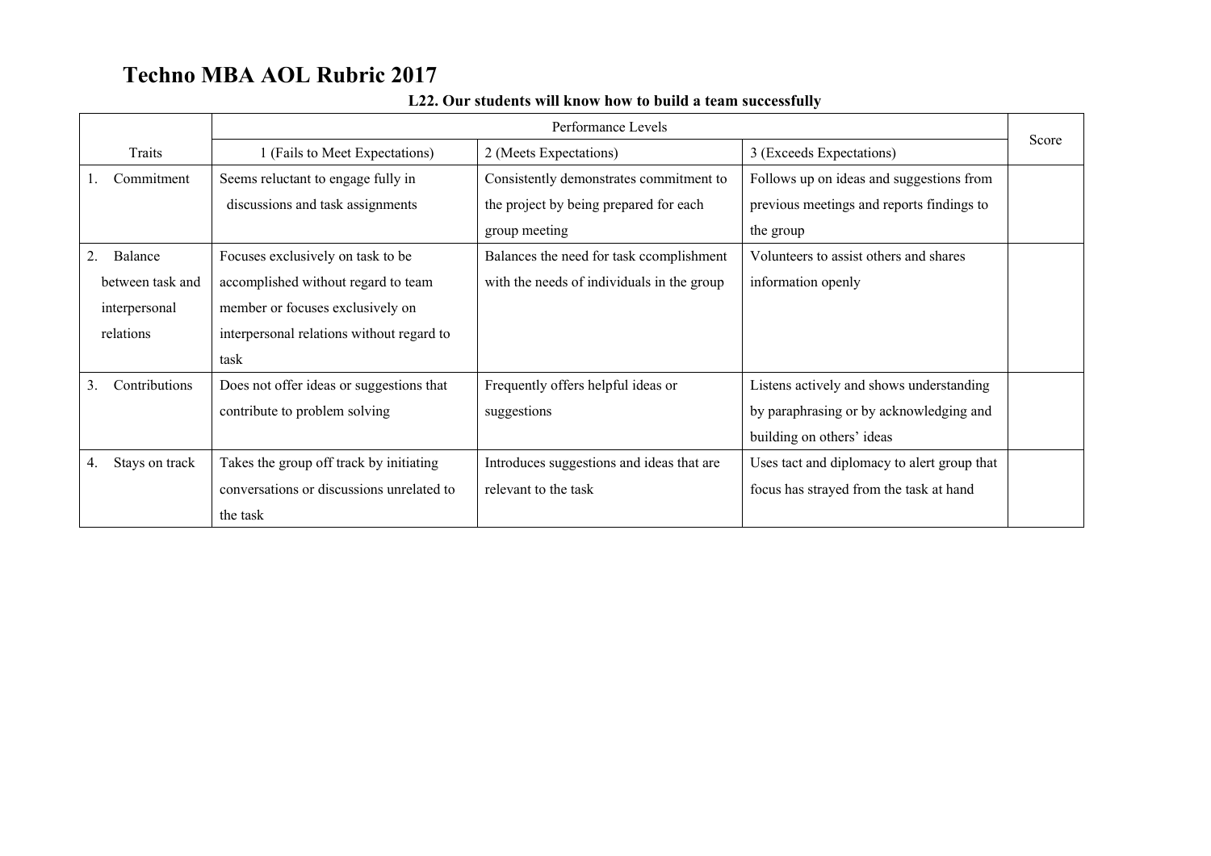# Techno MBA AOL Rubric 2017

**L22. Our students will know how to build a team successfully**

| Traits | Performance Levels | | | Score |
|---|---|---|---|---|
| | 1 (Fails to Meet Expectations) | 2 (Meets Expectations) | 3 (Exceeds Expectations) | |
| 1. Commitment | Seems reluctant to engage fully in discussions and task assignments | Consistently demonstrates commitment to the project by being prepared for each group meeting | Follows up on ideas and suggestions from previous meetings and reports findings to the group | |
| 2. Balance between task and interpersonal relations | Focuses exclusively on task to be accomplished without regard to team member or focuses exclusively on interpersonal relations without regard to task | Balances the need for task ccomplishment with the needs of individuals in the group | Volunteers to assist others and shares information openly | |
| 3. Contributions | Does not offer ideas or suggestions that contribute to problem solving | Frequently offers helpful ideas or suggestions | Listens actively and shows understanding by paraphrasing or by acknowledging and building on others' ideas | |
| 4. Stays on track | Takes the group off track by initiating conversations or discussions unrelated to the task | Introduces suggestions and ideas that are relevant to the task | Uses tact and diplomacy to alert group that focus has strayed from the task at hand | |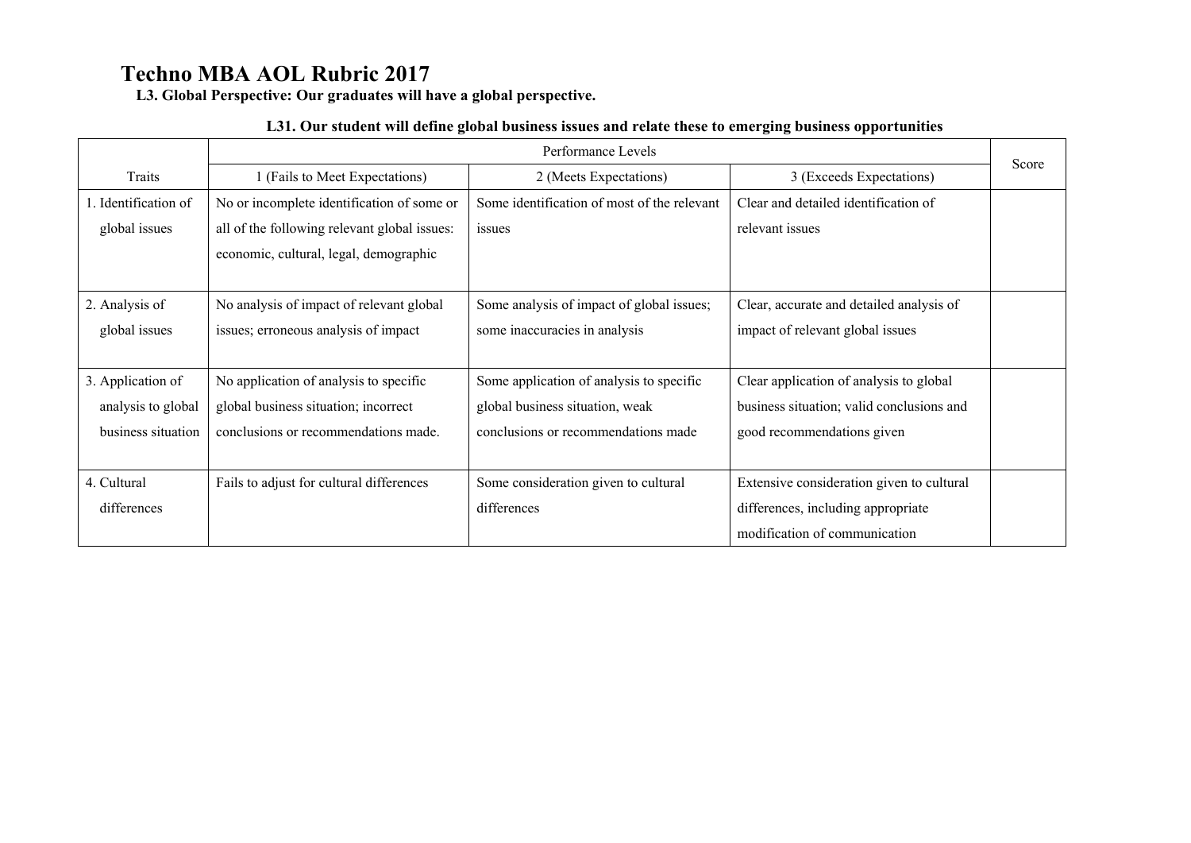# Techno MBA AOL Rubric 2017

**L3. Global Perspective: Our graduates will have a global perspective.**

**L31. Our student will define global business issues and relate these to emerging business opportunities**

| Traits | Performance Levels | | | Score |
|---|---|---|---|---|
| | 1 (Fails to Meet Expectations) | 2 (Meets Expectations) | 3 (Exceeds Expectations) | |
| 1. Identification of global issues | No or incomplete identification of some or all of the following relevant global issues: economic, cultural, legal, demographic | Some identification of most of the relevant issues | Clear and detailed identification of relevant issues | |
| 2. Analysis of global issues | No analysis of impact of relevant global issues; erroneous analysis of impact | Some analysis of impact of global issues; some inaccuracies in analysis | Clear, accurate and detailed analysis of impact of relevant global issues | |
| 3. Application of analysis to global business situation | No application of analysis to specific global business situation; incorrect conclusions or recommendations made. | Some application of analysis to specific global business situation, weak conclusions or recommendations made | Clear application of analysis to global business situation; valid conclusions and good recommendations given | |
| 4. Cultural differences | Fails to adjust for cultural differences | Some consideration given to cultural differences | Extensive consideration given to cultural differences, including appropriate modification of communication | |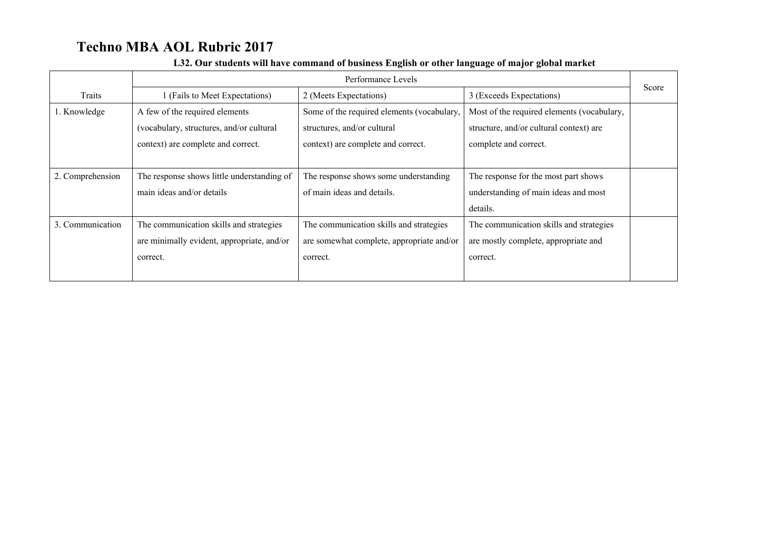# Techno MBA AOL Rubric 2017

**L32. Our students will have command of business English or other language of major global market**

| Traits | Performance Levels | | | Score |
|---|---|---|---|---|
| | 1 (Fails to Meet Expectations) | 2 (Meets Expectations) | 3 (Exceeds Expectations) | |
| 1. Knowledge | A few of the required elements (vocabulary, structures, and/or cultural context) are complete and correct. | Some of the required elements (vocabulary, structures, and/or cultural context) are complete and correct. | Most of the required elements (vocabulary, structure, and/or cultural context) are complete and correct. | |
| 2. Comprehension | The response shows little understanding of main ideas and/or details | The response shows some understanding of main ideas and details. | The response for the most part shows understanding of main ideas and most details. | |
| 3. Communication | The communication skills and strategies are minimally evident, appropriate, and/or correct. | The communication skills and strategies are somewhat complete, appropriate and/or correct. | The communication skills and strategies are mostly complete, appropriate and correct. | |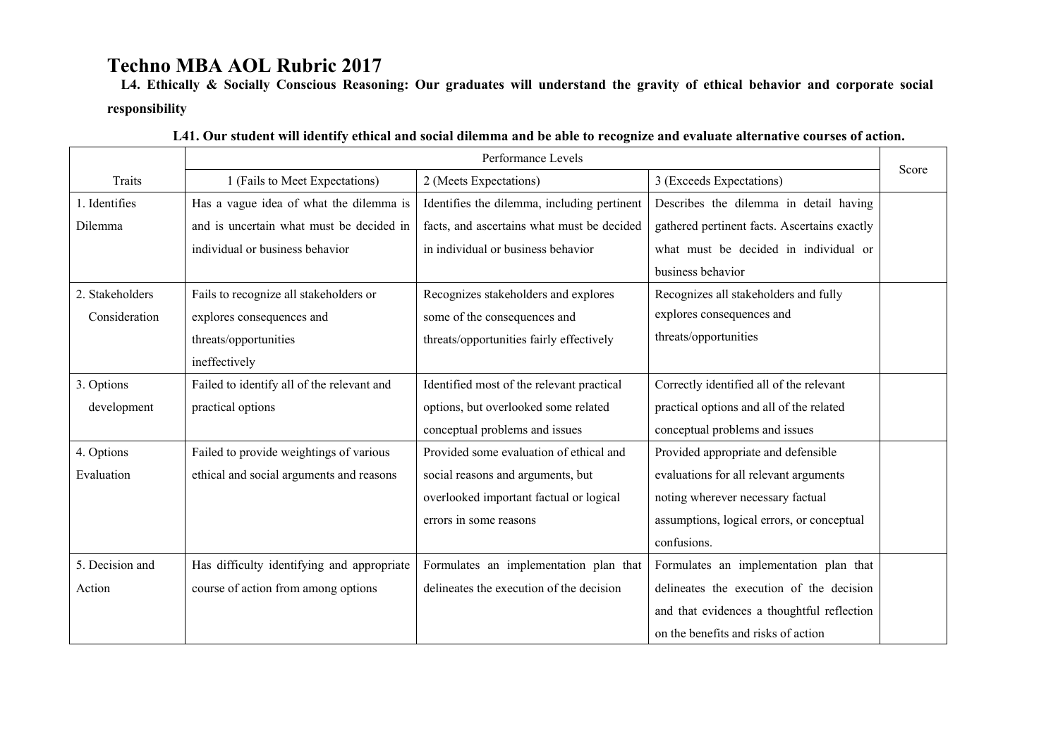# Techno MBA AOL Rubric 2017

**L4. Ethically & Socially Conscious Reasoning: Our graduates will understand the gravity of ethical behavior and corporate social responsibility**

**L41. Our student will identify ethical and social dilemma and be able to recognize and evaluate alternative courses of action.**

| | Performance Levels | | | Score |
|---|---|---|---|---|
| Traits | 1 (Fails to Meet Expectations) | 2 (Meets Expectations) | 3 (Exceeds Expectations) | |
| 1. Identifies Dilemma | Has a vague idea of what the dilemma is and is uncertain what must be decided in individual or business behavior | Identifies the dilemma, including pertinent facts, and ascertains what must be decided in individual or business behavior | Describes the dilemma in detail having gathered pertinent facts. Ascertains exactly what must be decided in individual or business behavior | |
| 2. Stakeholders Consideration | Fails to recognize all stakeholders or explores consequences and threats/opportunities ineffectively | Recognizes stakeholders and explores some of the consequences and threats/opportunities fairly effectively | Recognizes all stakeholders and fully explores consequences and threats/opportunities | |
| 3. Options development | Failed to identify all of the relevant and practical options | Identified most of the relevant practical options, but overlooked some related conceptual problems and issues | Correctly identified all of the relevant practical options and all of the related conceptual problems and issues | |
| 4. Options Evaluation | Failed to provide weightings of various ethical and social arguments and reasons | Provided some evaluation of ethical and social reasons and arguments, but overlooked important factual or logical errors in some reasons | Provided appropriate and defensible evaluations for all relevant arguments noting wherever necessary factual assumptions, logical errors, or conceptual confusions. | |
| 5. Decision and Action | Has difficulty identifying and appropriate course of action from among options | Formulates an implementation plan that delineates the execution of the decision | Formulates an implementation plan that delineates the execution of the decision and that evidences a thoughtful reflection on the benefits and risks of action | |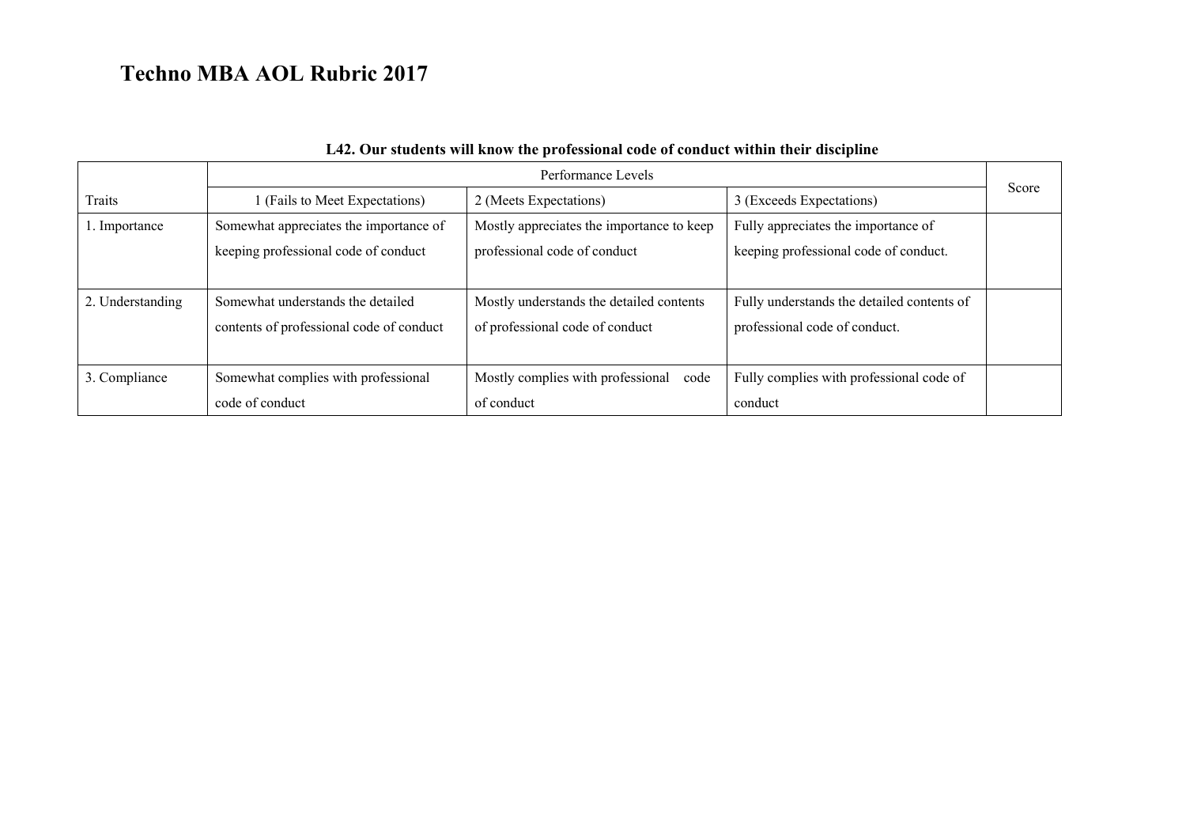# Techno MBA AOL Rubric 2017

**L42. Our students will know the professional code of conduct within their discipline**

| | Performance Levels | | | Score |
|---|---|---|---|---|
| Traits | 1 (Fails to Meet Expectations) | 2 (Meets Expectations) | 3 (Exceeds Expectations) | |
| 1. Importance | Somewhat appreciates the importance of keeping professional code of conduct | Mostly appreciates the importance to keep professional code of conduct | Fully appreciates the importance of keeping professional code of conduct. | |
| 2. Understanding | Somewhat understands the detailed contents of professional code of conduct | Mostly understands the detailed contents of professional code of conduct | Fully understands the detailed contents of professional code of conduct. | |
| 3. Compliance | Somewhat complies with professional code of conduct | Mostly complies with professional code of conduct | Fully complies with professional code of conduct | |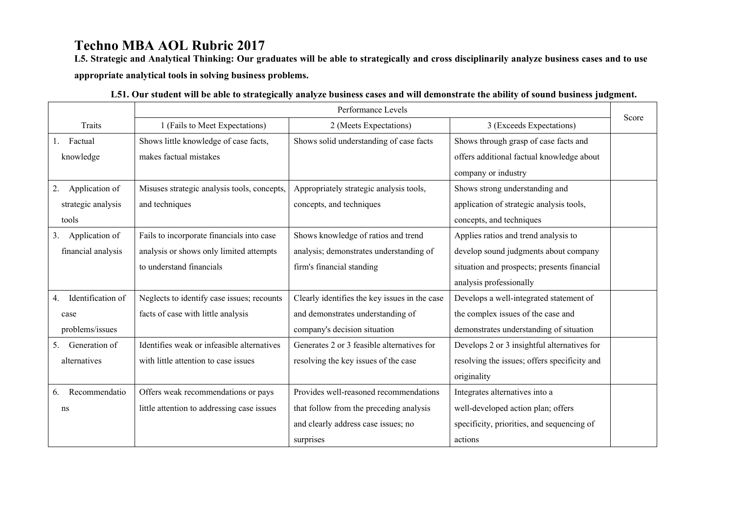# Techno MBA AOL Rubric 2017

**L5. Strategic and Analytical Thinking: Our graduates will be able to strategically and cross disciplinarily analyze business cases and to use appropriate analytical tools in solving business problems.**

**L51. Our student will be able to strategically analyze business cases and will demonstrate the ability of sound business judgment.**

| Traits | Performance Levels | | | Score |
|---|---|---|---|---|
| | 1 (Fails to Meet Expectations) | 2 (Meets Expectations) | 3 (Exceeds Expectations) | |
| 1. Factual knowledge | Shows little knowledge of case facts, makes factual mistakes | Shows solid understanding of case facts | Shows through grasp of case facts and offers additional factual knowledge about company or industry | |
| 2. Application of strategic analysis tools | Misuses strategic analysis tools, concepts, and techniques | Appropriately strategic analysis tools, concepts, and techniques | Shows strong understanding and application of strategic analysis tools, concepts, and techniques | |
| 3. Application of financial analysis | Fails to incorporate financials into case analysis or shows only limited attempts to understand financials | Shows knowledge of ratios and trend analysis; demonstrates understanding of firm's financial standing | Applies ratios and trend analysis to develop sound judgments about company situation and prospects; presents financial analysis professionally | |
| 4. Identification of case problems/issues | Neglects to identify case issues; recounts facts of case with little analysis | Clearly identifies the key issues in the case and demonstrates understanding of company's decision situation | Develops a well-integrated statement of the complex issues of the case and demonstrates understanding of situation | |
| 5. Generation of alternatives | Identifies weak or infeasible alternatives with little attention to case issues | Generates 2 or 3 feasible alternatives for resolving the key issues of the case | Develops 2 or 3 insightful alternatives for resolving the issues; offers specificity and originality | |
| 6. Recommendations | Offers weak recommendations or pays little attention to addressing case issues | Provides well-reasoned recommendations that follow from the preceding analysis and clearly address case issues; no surprises | Integrates alternatives into a well-developed action plan; offers specificity, priorities, and sequencing of actions | |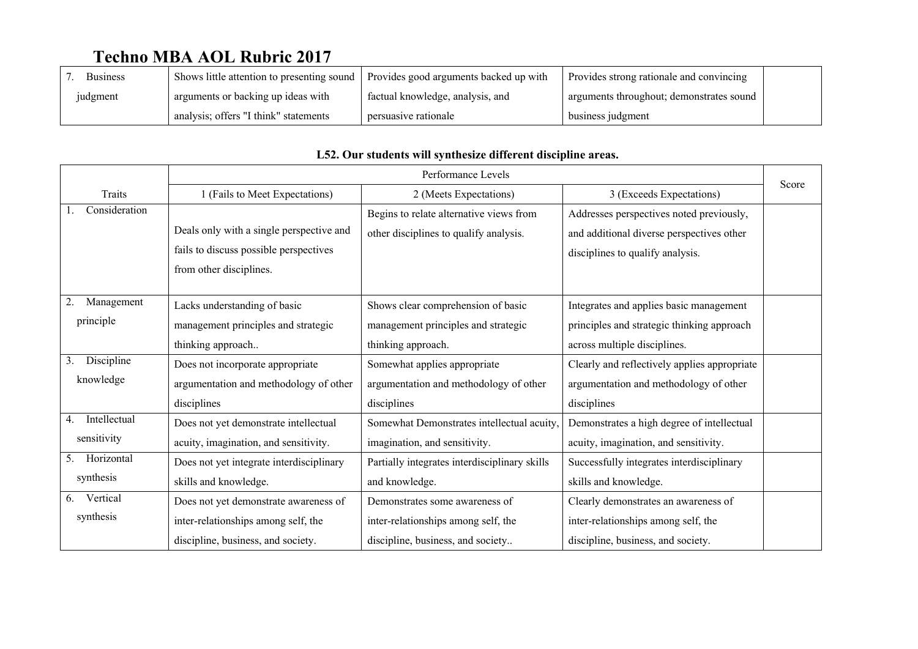# Techno MBA AOL Rubric 2017

| | | | | |
|---|---|---|---|---|
| 7. Business judgment | Shows little attention to presenting sound arguments or backing up ideas with analysis; offers "I think" statements | Provides good arguments backed up with factual knowledge, analysis, and persuasive rationale | Provides strong rationale and convincing arguments throughout; demonstrates sound business judgment | |

**L52. Our students will synthesize different discipline areas.**

| Traits | Performance Levels | | | Score |
|---|---|---|---|---|
| | 1 (Fails to Meet Expectations) | 2 (Meets Expectations) | 3 (Exceeds Expectations) | |
| 1. Consideration | Deals only with a single perspective and fails to discuss possible perspectives from other disciplines. | Begins to relate alternative views from other disciplines to qualify analysis. | Addresses perspectives noted previously, and additional diverse perspectives other disciplines to qualify analysis. | |
| 2. Management principle | Lacks understanding of basic management principles and strategic thinking approach.. | Shows clear comprehension of basic management principles and strategic thinking approach. | Integrates and applies basic management principles and strategic thinking approach across multiple disciplines. | |
| 3. Discipline knowledge | Does not incorporate appropriate argumentation and methodology of other disciplines | Somewhat applies appropriate argumentation and methodology of other disciplines | Clearly and reflectively applies appropriate argumentation and methodology of other disciplines | |
| 4. Intellectual sensitivity | Does not yet demonstrate intellectual acuity, imagination, and sensitivity. | Somewhat Demonstrates intellectual acuity, imagination, and sensitivity. | Demonstrates a high degree of intellectual acuity, imagination, and sensitivity. | |
| 5. Horizontal synthesis | Does not yet integrate interdisciplinary skills and knowledge. | Partially integrates interdisciplinary skills and knowledge. | Successfully integrates interdisciplinary skills and knowledge. | |
| 6. Vertical synthesis | Does not yet demonstrate awareness of inter-relationships among self, the discipline, business, and society. | Demonstrates some awareness of inter-relationships among self, the discipline, business, and society.. | Clearly demonstrates an awareness of inter-relationships among self, the discipline, business, and society. | |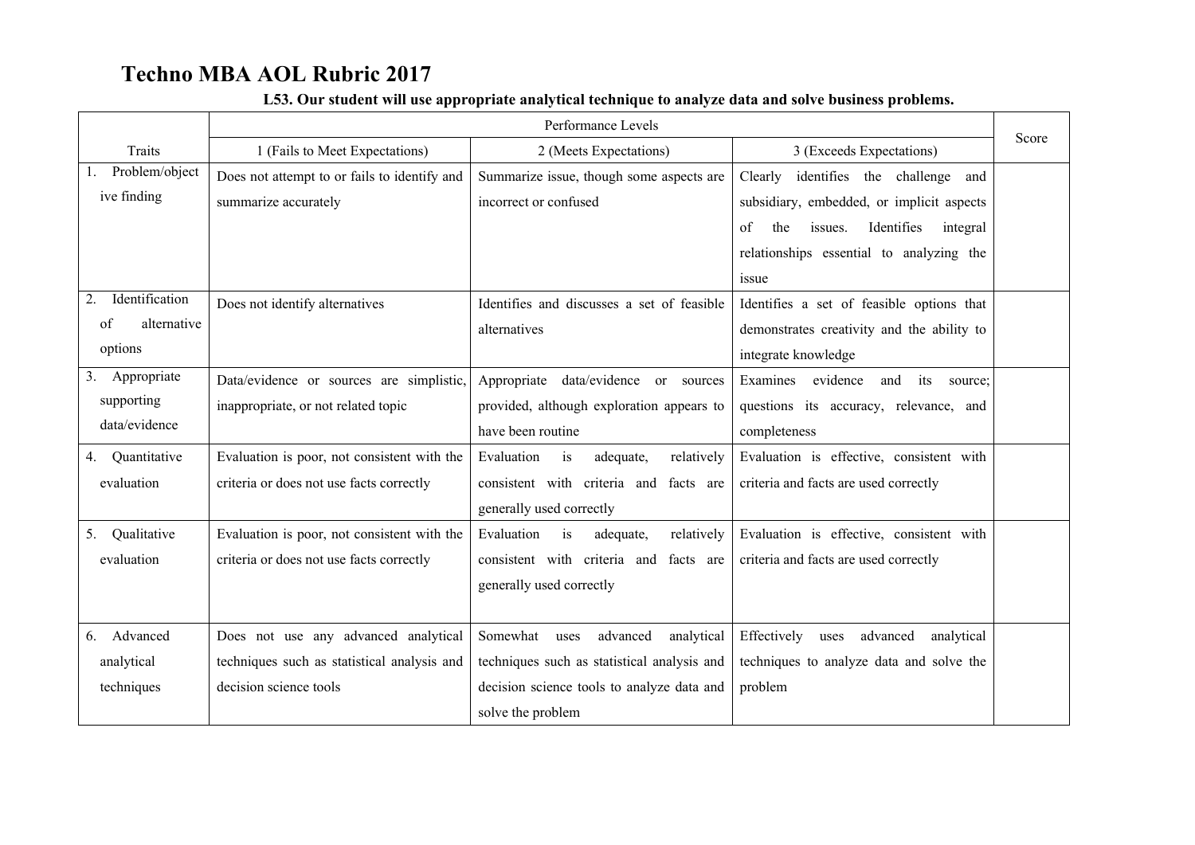# Techno MBA AOL Rubric 2017

**L53. Our student will use appropriate analytical technique to analyze data and solve business problems.**

| Traits | Performance Levels | | | Score |
|---|---|---|---|---|
| | 1 (Fails to Meet Expectations) | 2 (Meets Expectations) | 3 (Exceeds Expectations) | |
| 1. Problem/objective finding | Does not attempt to or fails to identify and summarize accurately | Summarize issue, though some aspects are incorrect or confused | Clearly identifies the challenge and subsidiary, embedded, or implicit aspects of the issues. Identifies integral relationships essential to analyzing the issue | |
| 2. Identification of alternative options | Does not identify alternatives | Identifies and discusses a set of feasible alternatives | Identifies a set of feasible options that demonstrates creativity and the ability to integrate knowledge | |
| 3. Appropriate supporting data/evidence | Data/evidence or sources are simplistic, inappropriate, or not related topic | Appropriate data/evidence or sources provided, although exploration appears to have been routine | Examines evidence and its source; questions its accuracy, relevance, and completeness | |
| 4. Quantitative evaluation | Evaluation is poor, not consistent with the criteria or does not use facts correctly | Evaluation is adequate, relatively consistent with criteria and facts are generally used correctly | Evaluation is effective, consistent with criteria and facts are used correctly | |
| 5. Qualitative evaluation | Evaluation is poor, not consistent with the criteria or does not use facts correctly | Evaluation is adequate, relatively consistent with criteria and facts are generally used correctly | Evaluation is effective, consistent with criteria and facts are used correctly | |
| 6. Advanced analytical techniques | Does not use any advanced analytical techniques such as statistical analysis and decision science tools | Somewhat uses advanced analytical techniques such as statistical analysis and decision science tools to analyze data and solve the problem | Effectively uses advanced analytical techniques to analyze data and solve the problem | |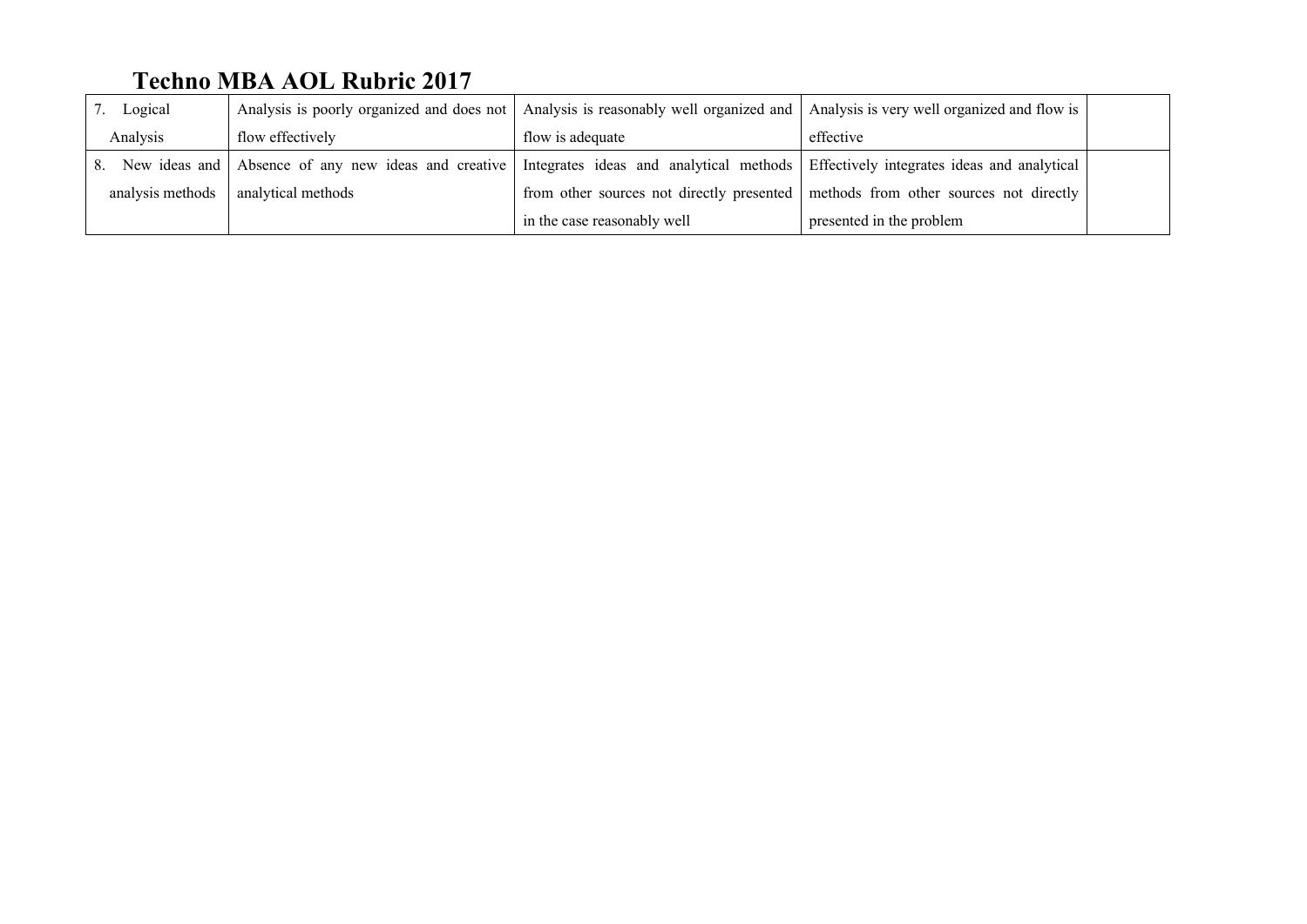# Techno MBA AOL Rubric 2017

| | | | | |
|---|---|---|---|---|
| 7. Logical Analysis | Analysis is poorly organized and does not flow effectively | Analysis is reasonably well organized and flow is adequate | Analysis is very well organized and flow is effective | |
| 8. New ideas and analysis methods | Absence of any new ideas and creative analytical methods | Integrates ideas and analytical methods from other sources not directly presented in the case reasonably well | Effectively integrates ideas and analytical methods from other sources not directly presented in the problem | |